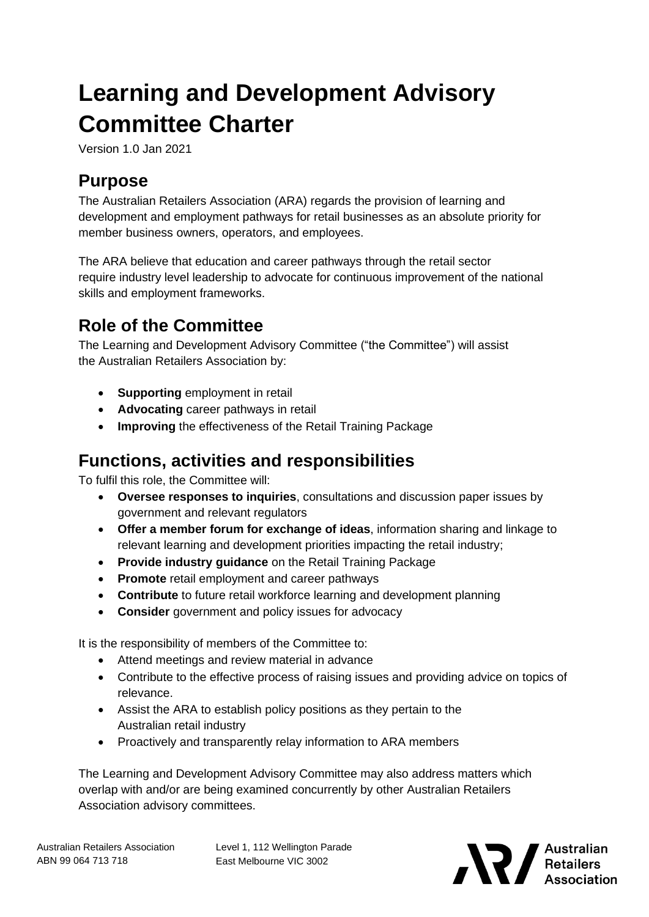# Learning and Development Advisory Committee Charter

Version 1.0 Jan 2021

## Purpose

The Australian Retailers Association (ARA) regards the provision of learning and development and employment pathways for retail businesses as an absolute priority for member business owners, operators, and employees.

The ARA believe that education and career pathways through the retail sector require industry level leadership to advocate for continuous improvement of the national skills and employment frameworks.

## Role of the Committee

The Learning and Development Advisory Committee ("the Committee") will assist the Australian Retailers Association by:

- **Supporting** employment in retail
- **Advocating** career pathways in retail
- **Improving** the effectiveness of the Retail Training Package

## Functions, activities and responsibilities

To fulfil this role, the Committee will:

- **Oversee responses to inquiries**, consultations and discussion paper issues by government and relevant regulators
- **Offer a member forum for exchange of ideas**, information sharing and linkage to relevant learning and development priorities impacting the retail industry;
- **Provide industry guidance** on the Retail Training Package
- **Promote** retail employment and career pathways
- **Contribute** to future retail workforce learning and development planning
- **Consider** government and policy issues for advocacy

It is the responsibility of members of the Committee to:

- Attend meetings and review material in advance
- Contribute to the effective process of raising issues and providing advice on topics of relevance.
- Assist the ARA to establish policy positions as they pertain to the Australian retail industry
- Proactively and transparently relay information to ARA members

The Learning and Development Advisory Committee may also address matters which overlap with and/or are being examined concurrently by other Australian Retailers Association advisory committees.

Australian Retailers Association
ABN 99 064 713 718

Level 1, 112 Wellington Parade
East Melbourne VIC 3002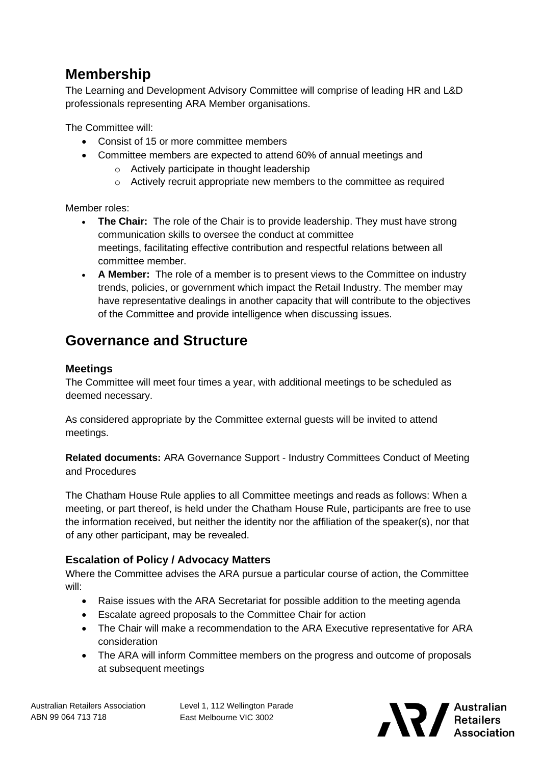## Membership

The Learning and Development Advisory Committee will comprise of leading HR and L&D professionals representing ARA Member organisations.

The Committee will:

- Consist of 15 or more committee members
- Committee members are expected to attend 60% of annual meetings and
    - Actively participate in thought leadership
    - Actively recruit appropriate new members to the committee as required

Member roles:

- **The Chair:** The role of the Chair is to provide leadership. They must have strong communication skills to oversee the conduct at committee meetings, facilitating effective contribution and respectful relations between all committee member.
- **A Member:** The role of a member is to present views to the Committee on industry trends, policies, or government which impact the Retail Industry. The member may have representative dealings in another capacity that will contribute to the objectives of the Committee and provide intelligence when discussing issues.

## Governance and Structure

### Meetings

The Committee will meet four times a year, with additional meetings to be scheduled as deemed necessary.

As considered appropriate by the Committee external guests will be invited to attend meetings.

**Related documents:** ARA Governance Support - Industry Committees Conduct of Meeting and Procedures

The Chatham House Rule applies to all Committee meetings and reads as follows: When a meeting, or part thereof, is held under the Chatham House Rule, participants are free to use the information received, but neither the identity nor the affiliation of the speaker(s), nor that of any other participant, may be revealed.

### Escalation of Policy / Advocacy Matters

Where the Committee advises the ARA pursue a particular course of action, the Committee will:

- Raise issues with the ARA Secretariat for possible addition to the meeting agenda
- Escalate agreed proposals to the Committee Chair for action
- The Chair will make a recommendation to the ARA Executive representative for ARA consideration
- The ARA will inform Committee members on the progress and outcome of proposals at subsequent meetings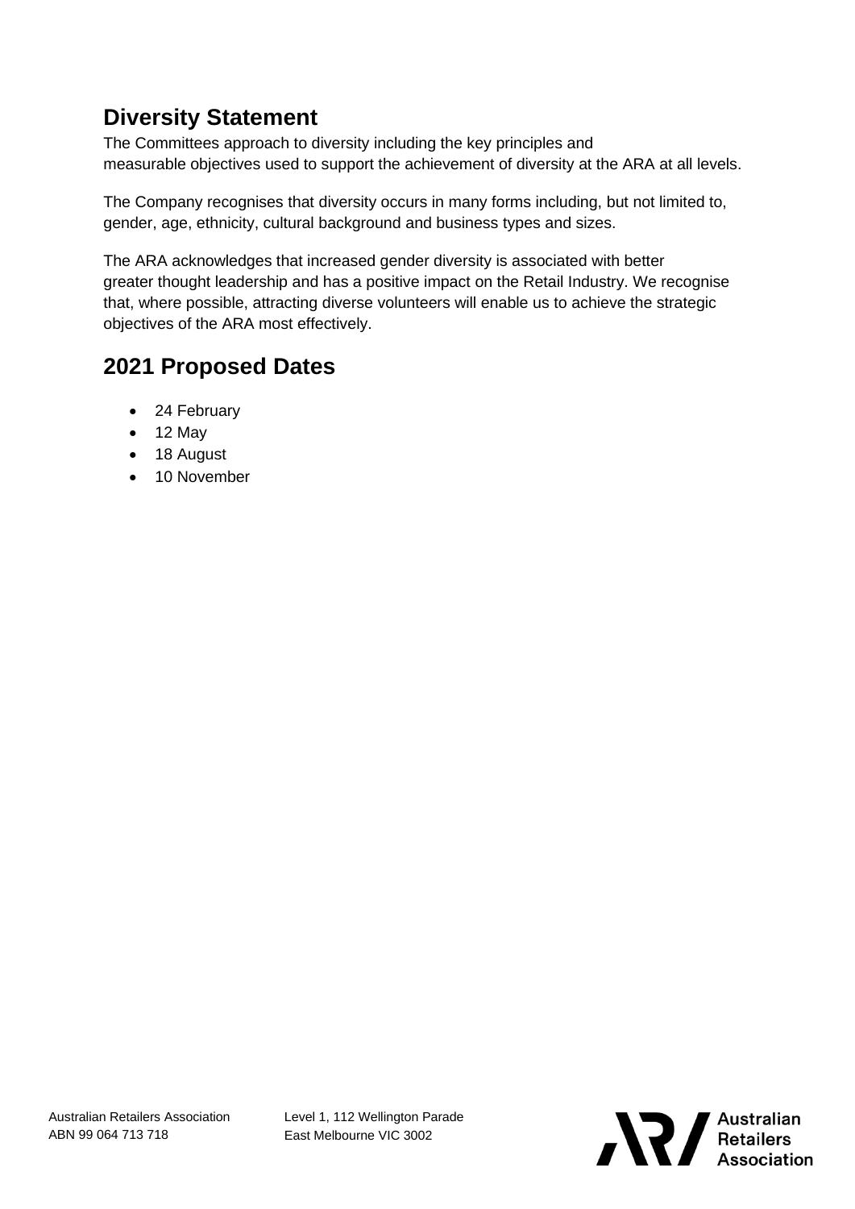## Diversity Statement

The Committees approach to diversity including the key principles and measurable objectives used to support the achievement of diversity at the ARA at all levels.

The Company recognises that diversity occurs in many forms including, but not limited to, gender, age, ethnicity, cultural background and business types and sizes.

The ARA acknowledges that increased gender diversity is associated with better greater thought leadership and has a positive impact on the Retail Industry. We recognise that, where possible, attracting diverse volunteers will enable us to achieve the strategic objectives of the ARA most effectively.

## 2021 Proposed Dates

- 24 February
- 12 May
- 18 August
- 10 November